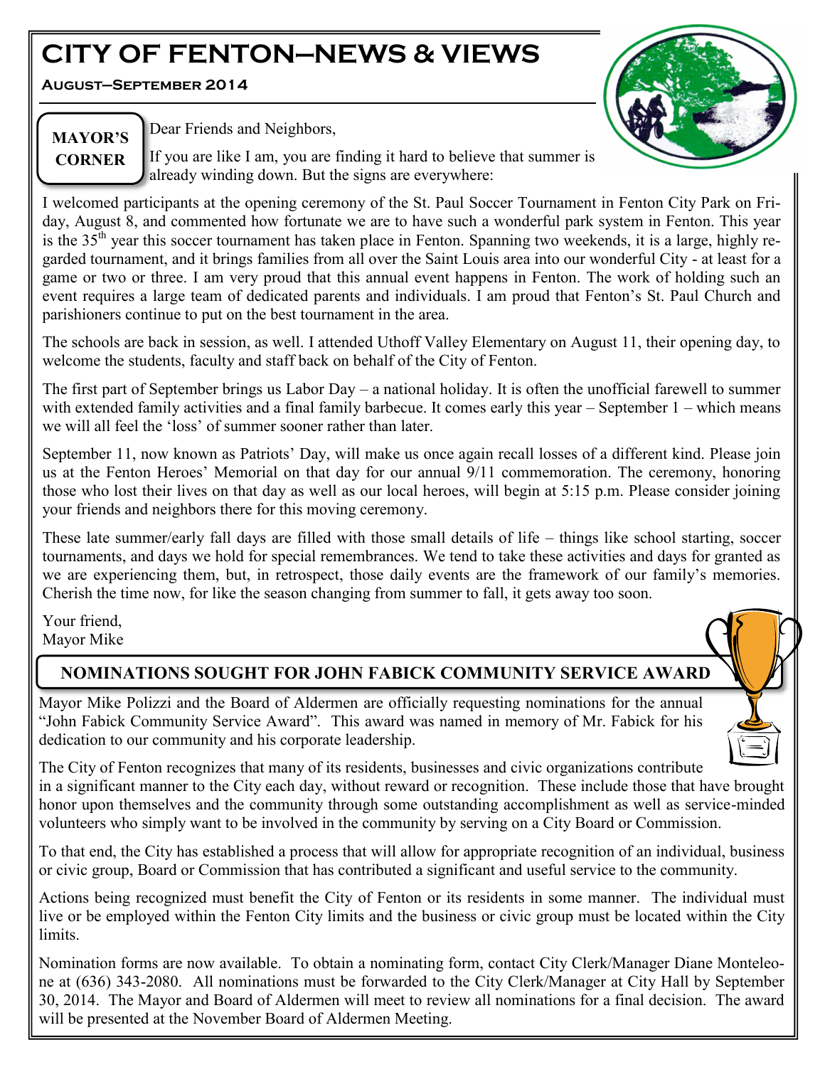# CITY OF FENTON—NEWS & VIEWS

**August—September 2014**

## MAYOR'S CORNER

Dear Friends and Neighbors,

If you are like I am, you are finding it hard to believe that summer is already winding down. But the signs are everywhere:

I welcomed participants at the opening ceremony of the St. Paul Soccer Tournament in Fenton City Park on Friday, August 8, and commented how fortunate we are to have such a wonderful park system in Fenton. This year is the 35th year this soccer tournament has taken place in Fenton. Spanning two weekends, it is a large, highly regarded tournament, and it brings families from all over the Saint Louis area into our wonderful City - at least for a game or two or three. I am very proud that this annual event happens in Fenton. The work of holding such an event requires a large team of dedicated parents and individuals. I am proud that Fenton's St. Paul Church and parishioners continue to put on the best tournament in the area.

The schools are back in session, as well. I attended Uthoff Valley Elementary on August 11, their opening day, to welcome the students, faculty and staff back on behalf of the City of Fenton.

The first part of September brings us Labor Day – a national holiday. It is often the unofficial farewell to summer with extended family activities and a final family barbecue. It comes early this year – September 1 – which means we will all feel the 'loss' of summer sooner rather than later.

September 11, now known as Patriots' Day, will make us once again recall losses of a different kind. Please join us at the Fenton Heroes' Memorial on that day for our annual 9/11 commemoration. The ceremony, honoring those who lost their lives on that day as well as our local heroes, will begin at 5:15 p.m. Please consider joining your friends and neighbors there for this moving ceremony.

These late summer/early fall days are filled with those small details of life – things like school starting, soccer tournaments, and days we hold for special remembrances. We tend to take these activities and days for granted as we are experiencing them, but, in retrospect, those daily events are the framework of our family's memories. Cherish the time now, for like the season changing from summer to fall, it gets away too soon.

Your friend,
Mayor Mike

## NOMINATIONS SOUGHT FOR JOHN FABICK COMMUNITY SERVICE AWARD

Mayor Mike Polizzi and the Board of Aldermen are officially requesting nominations for the annual "John Fabick Community Service Award". This award was named in memory of Mr. Fabick for his dedication to our community and his corporate leadership.

The City of Fenton recognizes that many of its residents, businesses and civic organizations contribute in a significant manner to the City each day, without reward or recognition. These include those that have brought honor upon themselves and the community through some outstanding accomplishment as well as service-minded volunteers who simply want to be involved in the community by serving on a City Board or Commission.

To that end, the City has established a process that will allow for appropriate recognition of an individual, business or civic group, Board or Commission that has contributed a significant and useful service to the community.

Actions being recognized must benefit the City of Fenton or its residents in some manner. The individual must live or be employed within the Fenton City limits and the business or civic group must be located within the City limits.

Nomination forms are now available. To obtain a nominating form, contact City Clerk/Manager Diane Monteleone at (636) 343-2080. All nominations must be forwarded to the City Clerk/Manager at City Hall by September 30, 2014. The Mayor and Board of Aldermen will meet to review all nominations for a final decision. The award will be presented at the November Board of Aldermen Meeting.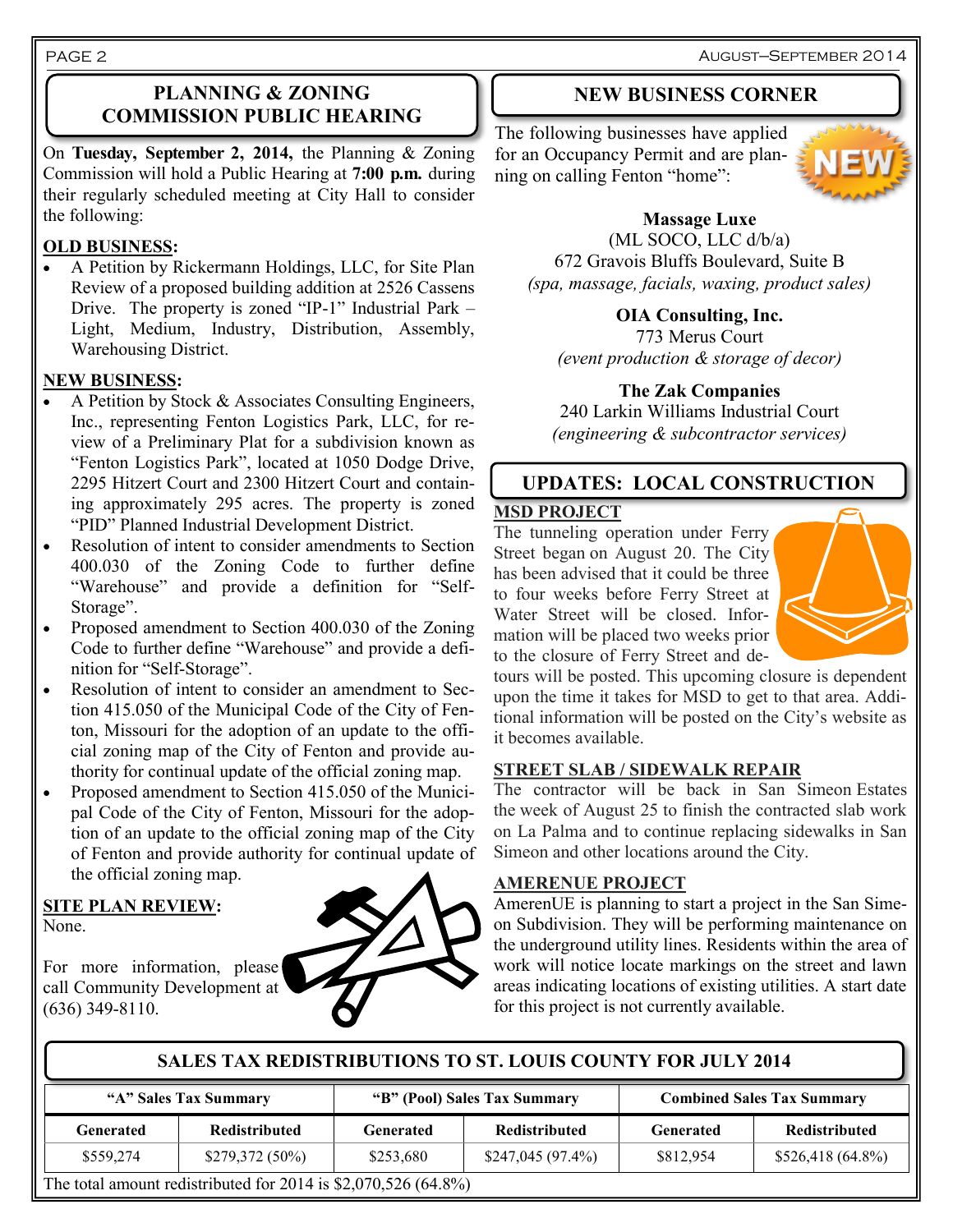## PLANNING & ZONING COMMISSION PUBLIC HEARING

On **Tuesday, September 2, 2014,** the Planning & Zoning Commission will hold a Public Hearing at **7:00 p.m.** during their regularly scheduled meeting at City Hall to consider the following:

**OLD BUSINESS:**

- A Petition by Rickermann Holdings, LLC, for Site Plan Review of a proposed building addition at 2526 Cassens Drive. The property is zoned "IP-1" Industrial Park – Light, Medium, Industry, Distribution, Assembly, Warehousing District.

**NEW BUSINESS:**

- A Petition by Stock & Associates Consulting Engineers, Inc., representing Fenton Logistics Park, LLC, for review of a Preliminary Plat for a subdivision known as "Fenton Logistics Park", located at 1050 Dodge Drive, 2295 Hitzert Court and 2300 Hitzert Court and containing approximately 295 acres. The property is zoned "PID" Planned Industrial Development District.
- Resolution of intent to consider amendments to Section 400.030 of the Zoning Code to further define "Warehouse" and provide a definition for "Self-Storage".
- Proposed amendment to Section 400.030 of the Zoning Code to further define "Warehouse" and provide a definition for "Self-Storage".
- Resolution of intent to consider an amendment to Section 415.050 of the Municipal Code of the City of Fenton, Missouri for the adoption of an update to the official zoning map of the City of Fenton and provide authority for continual update of the official zoning map.
- Proposed amendment to Section 415.050 of the Municipal Code of the City of Fenton, Missouri for the adoption of an update to the official zoning map of the City of Fenton and provide authority for continual update of the official zoning map.

**SITE PLAN REVIEW:**
None.

For more information, please call Community Development at (636) 349-8110.

## NEW BUSINESS CORNER

The following businesses have applied for an Occupancy Permit and are planning on calling Fenton "home":

**Massage Luxe**
(ML SOCO, LLC d/b/a)
672 Gravois Bluffs Boulevard, Suite B
*(spa, massage, facials, waxing, product sales)*

**OIA Consulting, Inc.**
773 Merus Court
*(event production & storage of decor)*

**The Zak Companies**
240 Larkin Williams Industrial Court
*(engineering & subcontractor services)*

## UPDATES: LOCAL CONSTRUCTION

**MSD PROJECT**

The tunneling operation under Ferry Street began on August 20. The City has been advised that it could be three to four weeks before Ferry Street at Water Street will be closed. Information will be placed two weeks prior to the closure of Ferry Street and detours will be posted. This upcoming closure is dependent upon the time it takes for MSD to get to that area. Additional information will be posted on the City's website as it becomes available.

**STREET SLAB / SIDEWALK REPAIR**

The contractor will be back in San Simeon Estates the week of August 25 to finish the contracted slab work on La Palma and to continue replacing sidewalks in San Simeon and other locations around the City.

**AMERENUE PROJECT**

AmerenUE is planning to start a project in the San Simeon Subdivision. They will be performing maintenance on the underground utility lines. Residents within the area of work will notice locate markings on the street and lawn areas indicating locations of existing utilities. A start date for this project is not currently available.

## SALES TAX REDISTRIBUTIONS TO ST. LOUIS COUNTY FOR JULY 2014

| "A" Sales Tax Summary | | "B" (Pool) Sales Tax Summary | | Combined Sales Tax Summary | |
|---|---|---|---|---|---|
| **Generated** | **Redistributed** | **Generated** | **Redistributed** | **Generated** | **Redistributed** |
| $559,274 | $279,372 (50%) | $253,680 | $247,045 (97.4%) | $812,954 | $526,418 (64.8%) |

The total amount redistributed for 2014 is $2,070,526 (64.8%)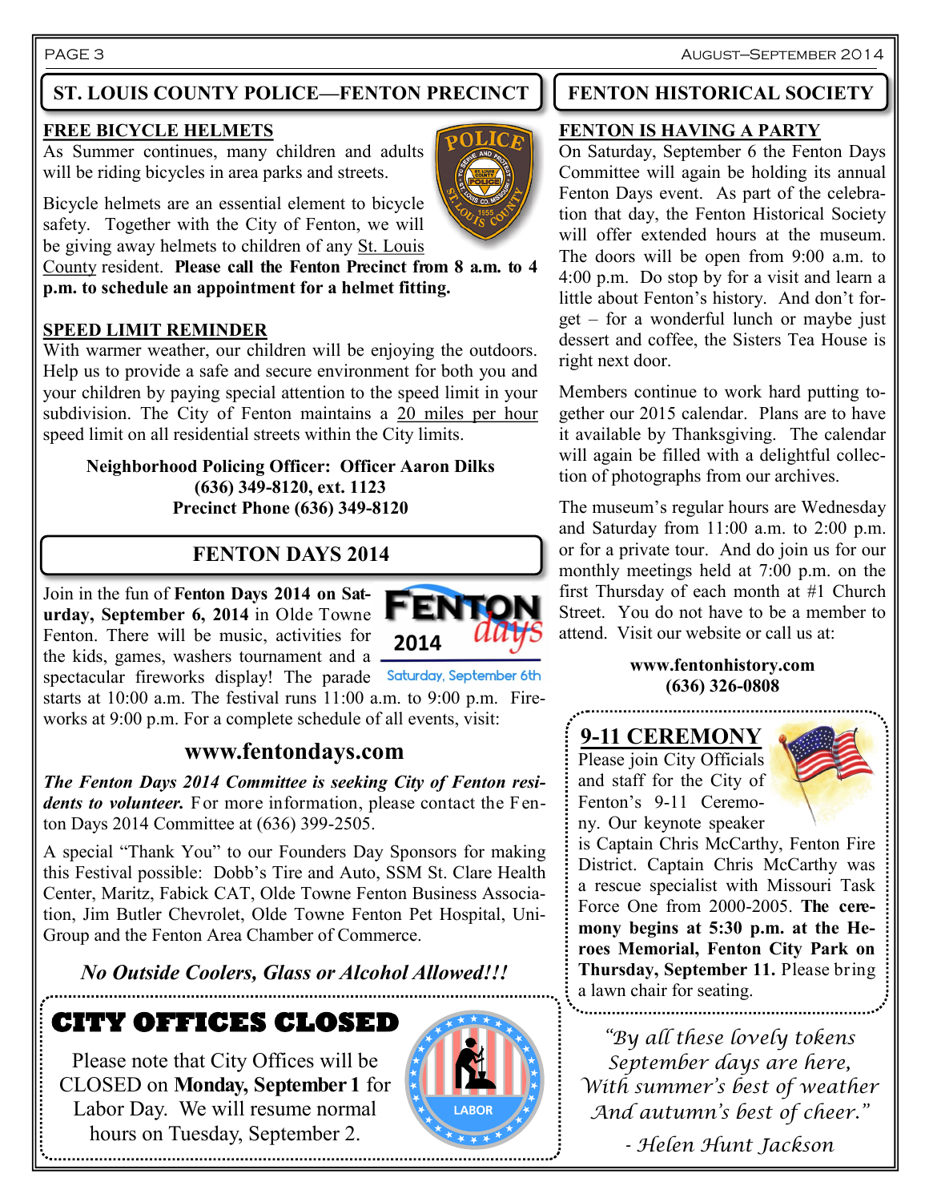## ST. LOUIS COUNTY POLICE—FENTON PRECINCT

### FREE BICYCLE HELMETS

As Summer continues, many children and adults will be riding bicycles in area parks and streets.

Bicycle helmets are an essential element to bicycle safety. Together with the City of Fenton, we will be giving away helmets to children of any St. Louis County resident. **Please call the Fenton Precinct from 8 a.m. to 4 p.m. to schedule an appointment for a helmet fitting.**

### SPEED LIMIT REMINDER

With warmer weather, our children will be enjoying the outdoors. Help us to provide a safe and secure environment for both you and your children by paying special attention to the speed limit in your subdivision. The City of Fenton maintains a 20 miles per hour speed limit on all residential streets within the City limits.

**Neighborhood Policing Officer: Officer Aaron Dilks**
**(636) 349-8120, ext. 1123**
**Precinct Phone (636) 349-8120**

## FENTON DAYS 2014

FENTON days 2014
Saturday, September 6th

Join in the fun of **Fenton Days 2014 on Saturday, September 6, 2014** in Olde Towne Fenton. There will be music, activities for the kids, games, washers tournament and a spectacular fireworks display! The parade starts at 10:00 a.m. The festival runs 11:00 a.m. to 9:00 p.m. Fireworks at 9:00 p.m. For a complete schedule of all events, visit:

**www.fentondays.com**

***The Fenton Days 2014 Committee is seeking City of Fenton residents to volunteer.*** For more information, please contact the Fenton Days 2014 Committee at (636) 399-2505.

A special "Thank You" to our Founders Day Sponsors for making this Festival possible: Dobb's Tire and Auto, SSM St. Clare Health Center, Maritz, Fabick CAT, Olde Towne Fenton Business Association, Jim Butler Chevrolet, Olde Towne Fenton Pet Hospital, Uni-Group and the Fenton Area Chamber of Commerce.

***No Outside Coolers, Glass or Alcohol Allowed!!!***

## CITY OFFICES CLOSED

Please note that City Offices will be CLOSED on **Monday, September 1** for Labor Day. We will resume normal hours on Tuesday, September 2.

## FENTON HISTORICAL SOCIETY

### FENTON IS HAVING A PARTY

On Saturday, September 6 the Fenton Days Committee will again be holding its annual Fenton Days event. As part of the celebration that day, the Fenton Historical Society will offer extended hours at the museum. The doors will be open from 9:00 a.m. to 4:00 p.m. Do stop by for a visit and learn a little about Fenton's history. And don't forget – for a wonderful lunch or maybe just dessert and coffee, the Sisters Tea House is right next door.

Members continue to work hard putting together our 2015 calendar. Plans are to have it available by Thanksgiving. The calendar will again be filled with a delightful collection of photographs from our archives.

The museum's regular hours are Wednesday and Saturday from 11:00 a.m. to 2:00 p.m. or for a private tour. And do join us for our monthly meetings held at 7:00 p.m. on the first Thursday of each month at #1 Church Street. You do not have to be a member to attend. Visit our website or call us at:

**www.fentonhistory.com**
**(636) 326-0808**

### 9-11 CEREMONY

Please join City Officials and staff for the City of Fenton's 9-11 Ceremony. Our keynote speaker is Captain Chris McCarthy, Fenton Fire District. Captain Chris McCarthy was a rescue specialist with Missouri Task Force One from 2000-2005. **The ceremony begins at 5:30 p.m. at the Heroes Memorial, Fenton City Park on Thursday, September 11.** Please bring a lawn chair for seating.

*"By all these lovely tokens*
*September days are here,*
*With summer's best of weather*
*And autumn's best of cheer."*

*- Helen Hunt Jackson*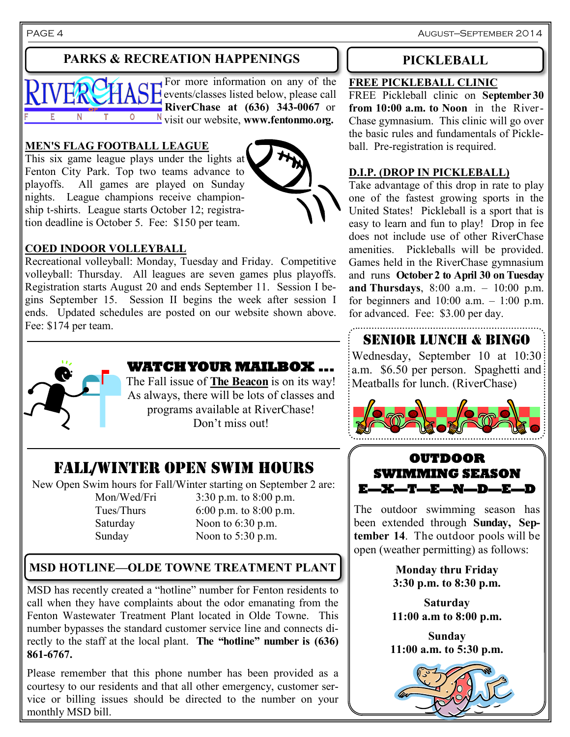## PARKS & RECREATION HAPPENINGS

For more information on any of the events/classes listed below, please call **RiverChase at (636) 343-0067** or visit our website, **www.fentonmo.org.**

### MEN'S FLAG FOOTBALL LEAGUE

This six game league plays under the lights at Fenton City Park. Top two teams advance to playoffs. All games are played on Sunday nights. League champions receive championship t-shirts. League starts October 12; registration deadline is October 5. Fee: $150 per team.

### COED INDOOR VOLLEYBALL

Recreational volleyball: Monday, Tuesday and Friday. Competitive volleyball: Thursday. All leagues are seven games plus playoffs. Registration starts August 20 and ends September 11. Session I begins September 15. Session II begins the week after session I ends. Updated schedules are posted on our website shown above. Fee: $174 per team.

## WATCH YOUR MAILBOX ...

The Fall issue of **The Beacon** is on its way! As always, there will be lots of classes and programs available at RiverChase! Don't miss out!

## FALL/WINTER OPEN SWIM HOURS

New Open Swim hours for Fall/Winter starting on September 2 are:

| | |
|---|---|
| Mon/Wed/Fri | 3:30 p.m. to 8:00 p.m. |
| Tues/Thurs | 6:00 p.m. to 8:00 p.m. |
| Saturday | Noon to 6:30 p.m. |
| Sunday | Noon to 5:30 p.m. |

## MSD HOTLINE—OLDE TOWNE TREATMENT PLANT

MSD has recently created a "hotline" number for Fenton residents to call when they have complaints about the odor emanating from the Fenton Wastewater Treatment Plant located in Olde Towne. This number bypasses the standard customer service line and connects directly to the staff at the local plant. **The "hotline" number is (636) 861-6767.**

Please remember that this phone number has been provided as a courtesy to our residents and that all other emergency, customer service or billing issues should be directed to the number on your monthly MSD bill.

## PICKLEBALL

### FREE PICKLEBALL CLINIC

FREE Pickleball clinic on **September 30 from 10:00 a.m. to Noon** in the RiverChase gymnasium. This clinic will go over the basic rules and fundamentals of Pickleball. Pre-registration is required.

### D.I.P. (DROP IN PICKLEBALL)

Take advantage of this drop in rate to play one of the fastest growing sports in the United States! Pickleball is a sport that is easy to learn and fun to play! Drop in fee does not include use of other RiverChase amenities. Pickleballs will be provided. Games held in the RiverChase gymnasium and runs **October 2 to April 30 on Tuesday and Thursdays**, 8:00 a.m. – 10:00 p.m. for beginners and 10:00 a.m. – 1:00 p.m. for advanced. Fee: $3.00 per day.

## SENIOR LUNCH & BINGO

Wednesday, September 10 at 10:30 a.m. $6.50 per person. Spaghetti and Meatballs for lunch. (RiverChase)

## OUTDOOR SWIMMING SEASON E—X—T—E—N—D—E—D

The outdoor swimming season has been extended through **Sunday, September 14**. The outdoor pools will be open (weather permitting) as follows:

**Monday thru Friday**
**3:30 p.m. to 8:30 p.m.**

**Saturday**
**11:00 a.m to 8:00 p.m.**

**Sunday**
**11:00 a.m. to 5:30 p.m.**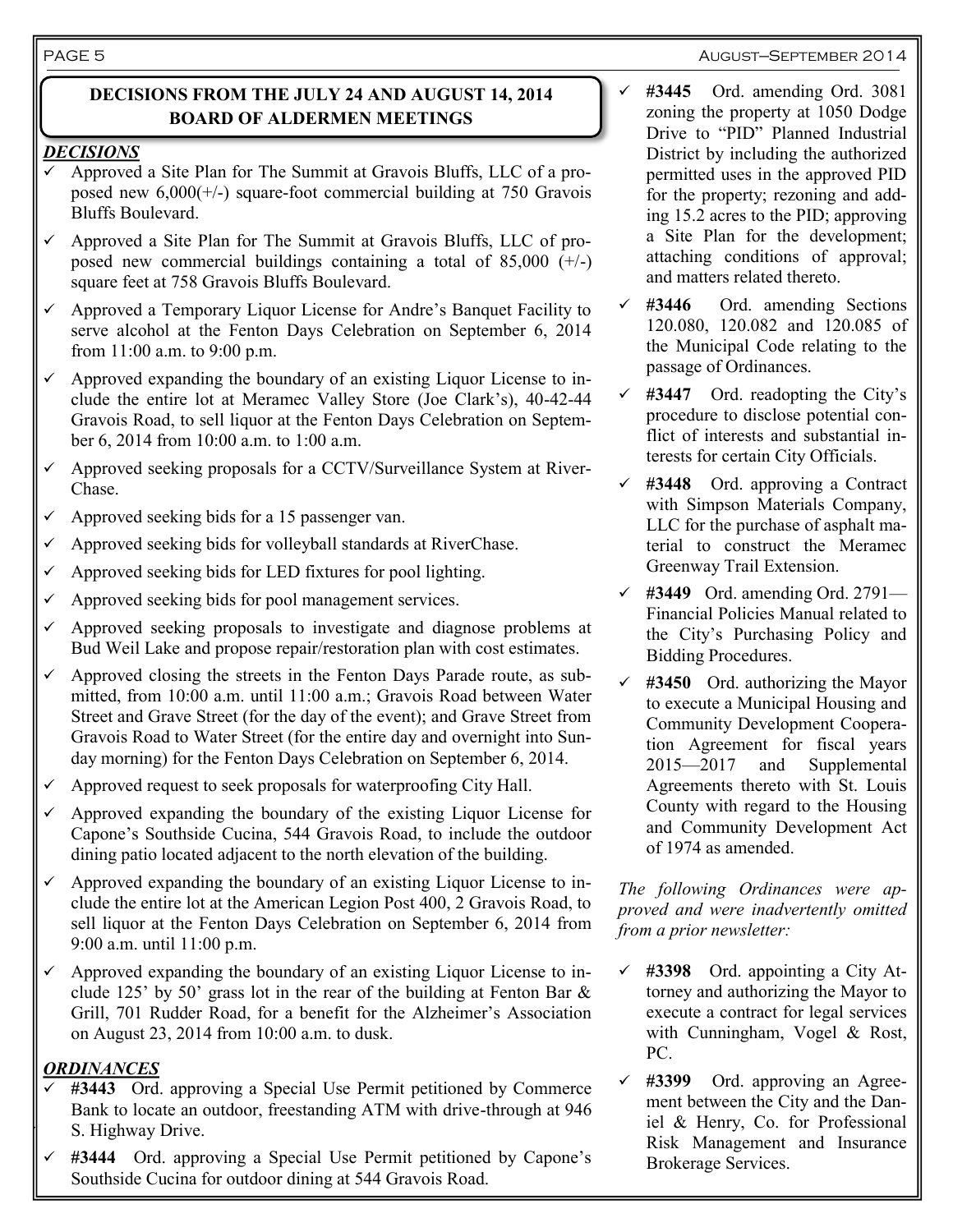## DECISIONS FROM THE JULY 24 AND AUGUST 14, 2014 BOARD OF ALDERMEN MEETINGS

### *DECISIONS*

- ✓ Approved a Site Plan for The Summit at Gravois Bluffs, LLC of a proposed new 6,000(+/-) square-foot commercial building at 750 Gravois Bluffs Boulevard.
- ✓ Approved a Site Plan for The Summit at Gravois Bluffs, LLC of proposed new commercial buildings containing a total of 85,000 (+/-) square feet at 758 Gravois Bluffs Boulevard.
- ✓ Approved a Temporary Liquor License for Andre's Banquet Facility to serve alcohol at the Fenton Days Celebration on September 6, 2014 from 11:00 a.m. to 9:00 p.m.
- ✓ Approved expanding the boundary of an existing Liquor License to include the entire lot at Meramec Valley Store (Joe Clark's), 40-42-44 Gravois Road, to sell liquor at the Fenton Days Celebration on September 6, 2014 from 10:00 a.m. to 1:00 a.m.
- ✓ Approved seeking proposals for a CCTV/Surveillance System at RiverChase.
- ✓ Approved seeking bids for a 15 passenger van.
- ✓ Approved seeking bids for volleyball standards at RiverChase.
- ✓ Approved seeking bids for LED fixtures for pool lighting.
- ✓ Approved seeking bids for pool management services.
- ✓ Approved seeking proposals to investigate and diagnose problems at Bud Weil Lake and propose repair/restoration plan with cost estimates.
- ✓ Approved closing the streets in the Fenton Days Parade route, as submitted, from 10:00 a.m. until 11:00 a.m.; Gravois Road between Water Street and Grave Street (for the day of the event); and Grave Street from Gravois Road to Water Street (for the entire day and overnight into Sunday morning) for the Fenton Days Celebration on September 6, 2014.
- ✓ Approved request to seek proposals for waterproofing City Hall.
- ✓ Approved expanding the boundary of the existing Liquor License for Capone's Southside Cucina, 544 Gravois Road, to include the outdoor dining patio located adjacent to the north elevation of the building.
- ✓ Approved expanding the boundary of an existing Liquor License to include the entire lot at the American Legion Post 400, 2 Gravois Road, to sell liquor at the Fenton Days Celebration on September 6, 2014 from 9:00 a.m. until 11:00 p.m.
- ✓ Approved expanding the boundary of an existing Liquor License to include 125' by 50' grass lot in the rear of the building at Fenton Bar & Grill, 701 Rudder Road, for a benefit for the Alzheimer's Association on August 23, 2014 from 10:00 a.m. to dusk.

### *ORDINANCES*

- ✓ **#3443** Ord. approving a Special Use Permit petitioned by Commerce Bank to locate an outdoor, freestanding ATM with drive-through at 946 S. Highway Drive.
- ✓ **#3444** Ord. approving a Special Use Permit petitioned by Capone's Southside Cucina for outdoor dining at 544 Gravois Road.
- ✓ **#3445** Ord. amending Ord. 3081 zoning the property at 1050 Dodge Drive to "PID" Planned Industrial District by including the authorized permitted uses in the approved PID for the property; rezoning and adding 15.2 acres to the PID; approving a Site Plan for the development; attaching conditions of approval; and matters related thereto.
- ✓ **#3446** Ord. amending Sections 120.080, 120.082 and 120.085 of the Municipal Code relating to the passage of Ordinances.
- ✓ **#3447** Ord. readopting the City's procedure to disclose potential conflict of interests and substantial interests for certain City Officials.
- ✓ **#3448** Ord. approving a Contract with Simpson Materials Company, LLC for the purchase of asphalt material to construct the Meramec Greenway Trail Extension.
- ✓ **#3449** Ord. amending Ord. 2791—Financial Policies Manual related to the City's Purchasing Policy and Bidding Procedures.
- ✓ **#3450** Ord. authorizing the Mayor to execute a Municipal Housing and Community Development Cooperation Agreement for fiscal years 2015—2017 and Supplemental Agreements thereto with St. Louis County with regard to the Housing and Community Development Act of 1974 as amended.

*The following Ordinances were approved and were inadvertently omitted from a prior newsletter:*

- ✓ **#3398** Ord. appointing a City Attorney and authorizing the Mayor to execute a contract for legal services with Cunningham, Vogel & Rost, PC.
- ✓ **#3399** Ord. approving an Agreement between the City and the Daniel & Henry, Co. for Professional Risk Management and Insurance Brokerage Services.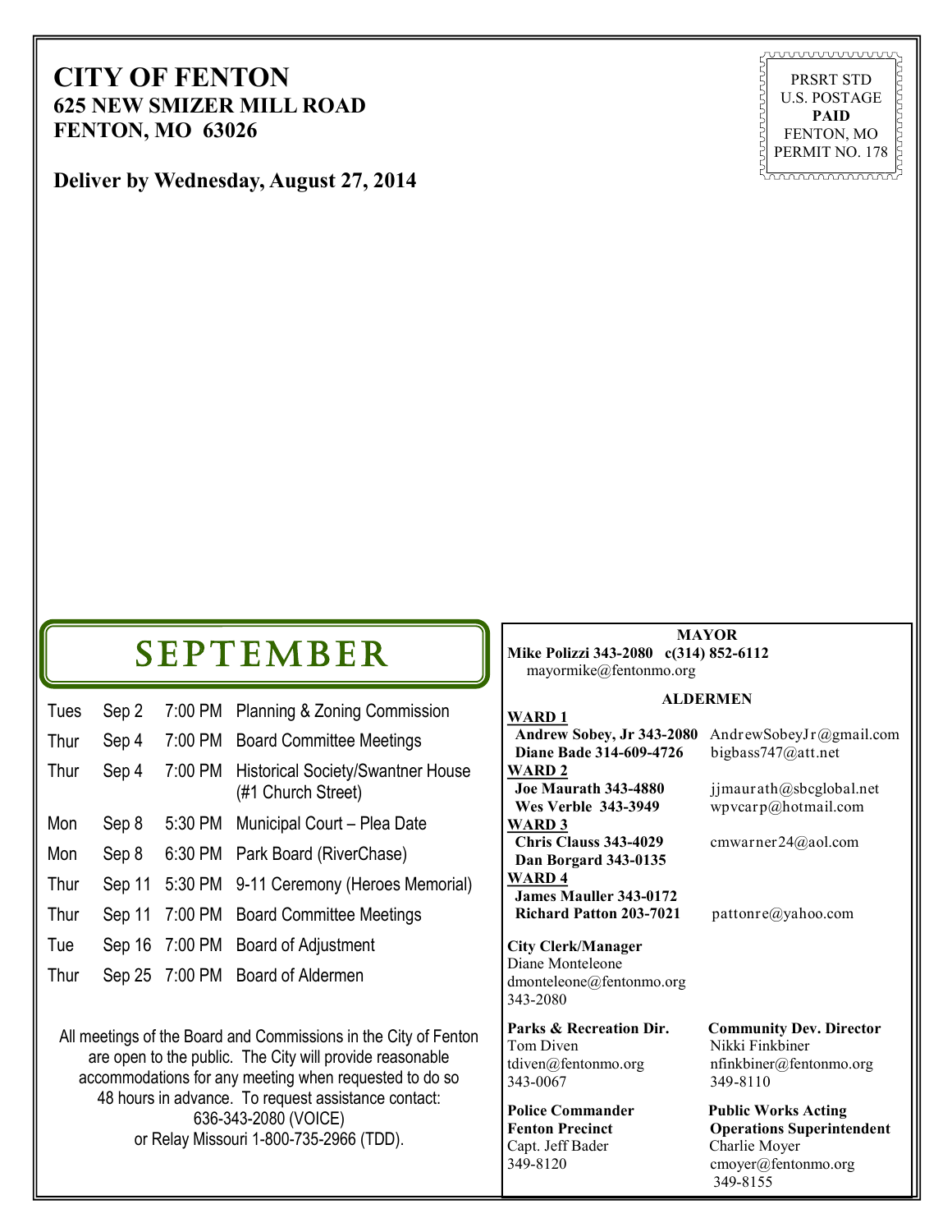# CITY OF FENTON

**625 NEW SMIZER MILL ROAD**
**FENTON, MO 63026**

**Deliver by Wednesday, August 27, 2014**

PRSRT STD
U.S. POSTAGE
**PAID**
FENTON, MO
PERMIT NO. 178

## SEPTEMBER

| | | | |
|---|---|---|---|
| Tues | Sep 2 | 7:00 PM | Planning & Zoning Commission |
| Thur | Sep 4 | 7:00 PM | Board Committee Meetings |
| Thur | Sep 4 | 7:00 PM | Historical Society/Swantner House (#1 Church Street) |
| Mon | Sep 8 | 5:30 PM | Municipal Court – Plea Date |
| Mon | Sep 8 | 6:30 PM | Park Board (RiverChase) |
| Thur | Sep 11 | 5:30 PM | 9-11 Ceremony (Heroes Memorial) |
| Thur | Sep 11 | 7:00 PM | Board Committee Meetings |
| Tue | Sep 16 | 7:00 PM | Board of Adjustment |
| Thur | Sep 25 | 7:00 PM | Board of Aldermen |

All meetings of the Board and Commissions in the City of Fenton are open to the public. The City will provide reasonable accommodations for any meeting when requested to do so 48 hours in advance. To request assistance contact: 636-343-2080 (VOICE) or Relay Missouri 1-800-735-2966 (TDD).

**MAYOR**

**Mike Polizzi 343-2080 c(314) 852-6112**
mayormike@fentonmo.org

**ALDERMEN**

**WARD 1**
**Andrew Sobey, Jr 343-2080** AndrewSobeyJr@gmail.com
**Diane Bade 314-609-4726** bigbass747@att.net

**WARD 2**
**Joe Maurath 343-4880** jjmaurath@sbcglobal.net
**Wes Verble 343-3949** wpvcarp@hotmail.com

**WARD 3**
**Chris Clauss 343-4029** cmwarner24@aol.com
**Dan Borgard 343-0135**

**WARD 4**
**James Mauller 343-0172**
**Richard Patton 203-7021** pattonre@yahoo.com

**City Clerk/Manager**
Diane Monteleone
dmonteleone@fentonmo.org
343-2080

**Parks & Recreation Dir.**
Tom Diven
tdiven@fentonmo.org
343-0067

**Community Dev. Director**
Nikki Finkbiner
nfinkbiner@fentonmo.org
349-8110

**Police Commander Fenton Precinct**
Capt. Jeff Bader
349-8120

**Public Works Acting Operations Superintendent**
Charlie Moyer
cmoyer@fentonmo.org
349-8155